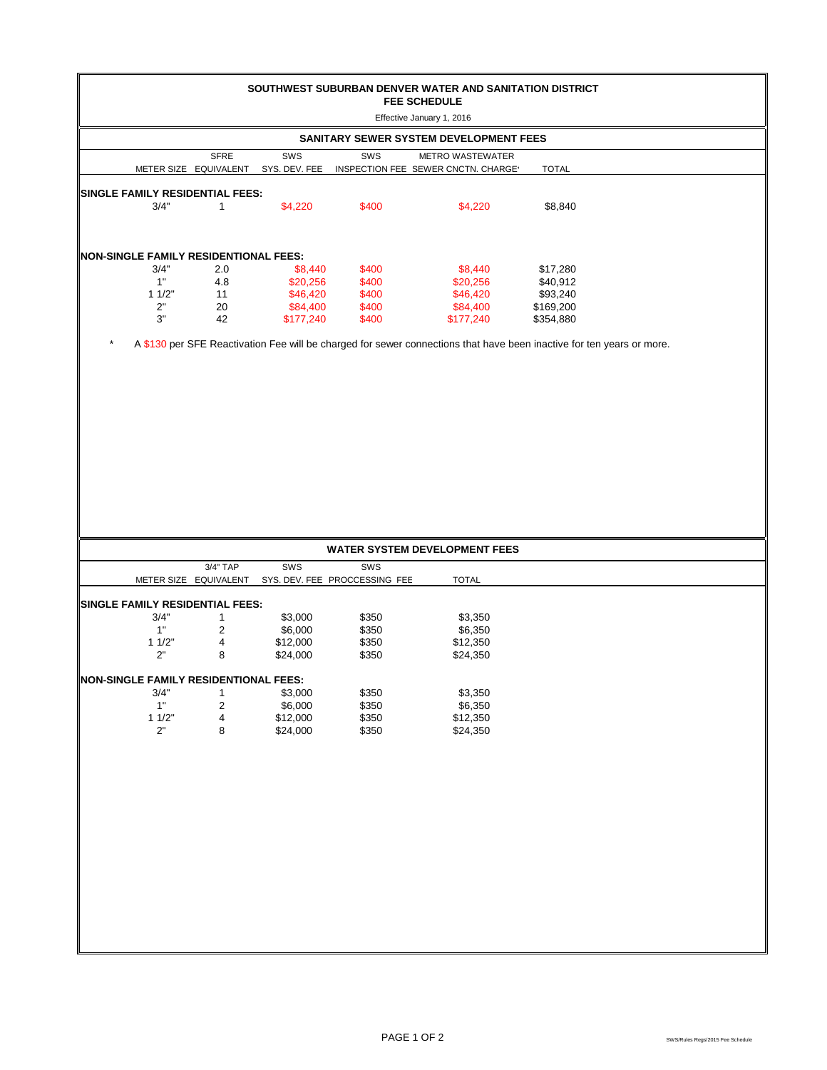# SOUTHWEST SUBURBAN DENVER WATER AND SANITATION DISTRICT

## FEE SCHEDULE

Effective January 1, 2016

### SANITARY SEWER SYSTEM DEVELOPMENT FEES

| METER SIZE | SFRE EQUIVALENT | SWS SYS. DEV. FEE | SWS INSPECTION FEE | METRO WASTEWATER SEWER CNCTN. CHARGE* | TOTAL |
|---|---|---|---|---|---|
| **SINGLE FAMILY RESIDENTIAL FEES:** | | | | | |
| 3/4" | 1 | $4,220 | $400 | $4,220 | $8,840 |
| **NON-SINGLE FAMILY RESIDENTIAL FEES:** | | | | | |
| 3/4" | 2.0 | $8,440 | $400 | $8,440 | $17,280 |
| 1" | 4.8 | $20,256 | $400 | $20,256 | $40,912 |
| 1 1/2" | 11 | $46,420 | $400 | $46,420 | $93,240 |
| 2" | 20 | $84,400 | $400 | $84,400 | $169,200 |
| 3" | 42 | $177,240 | $400 | $177,240 | $354,880 |

\* A $130 per SFE Reactivation Fee will be charged for sewer connections that have been inactive for ten years or more.

### WATER SYSTEM DEVELOPMENT FEES

| METER SIZE | 3/4" TAP EQUIVALENT | SWS SYS. DEV. FEE | SWS PROCCESSING FEE | TOTAL |
|---|---|---|---|---|
| **SINGLE FAMILY RESIDENTIAL FEES:** | | | | |
| 3/4" | 1 | $3,000 | $350 | $3,350 |
| 1" | 2 | $6,000 | $350 | $6,350 |
| 1 1/2" | 4 | $12,000 | $350 | $12,350 |
| 2" | 8 | $24,000 | $350 | $24,350 |
| **NON-SINGLE FAMILY RESIDENTIAL FEES:** | | | | |
| 3/4" | 1 | $3,000 | $350 | $3,350 |
| 1" | 2 | $6,000 | $350 | $6,350 |
| 1 1/2" | 4 | $12,000 | $350 | $12,350 |
| 2" | 8 | $24,000 | $350 | $24,350 |

SWS/Rules Regs/2015 Fee Schedule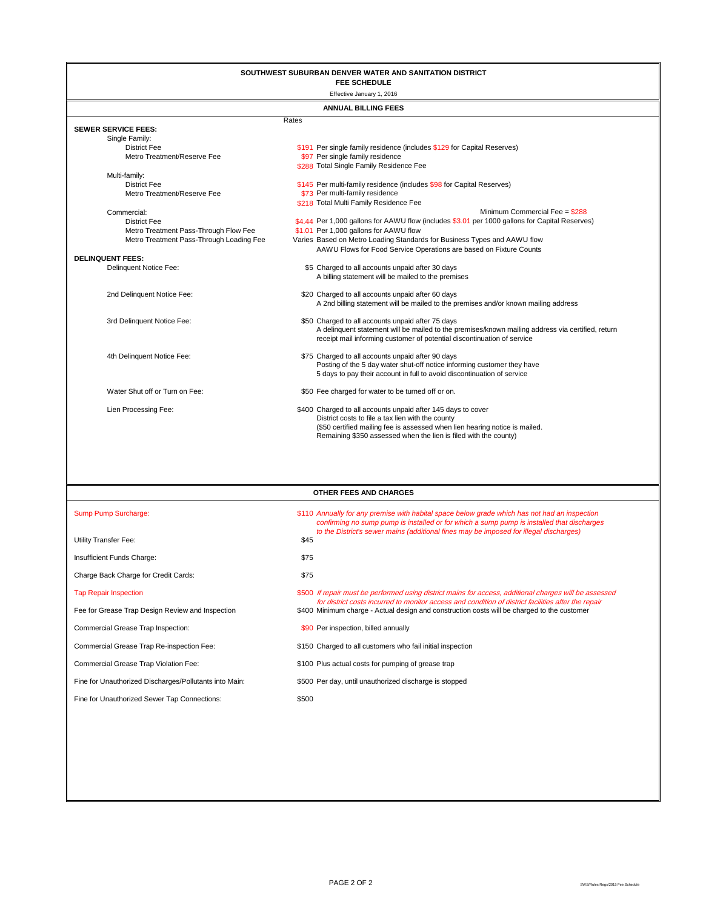# SOUTHWEST SUBURBAN DENVER WATER AND SANITATION DISTRICT

## FEE SCHEDULE

Effective January 1, 2016

## ANNUAL BILLING FEES

| | Rates |
|---|---|
| **SEWER SERVICE FEES:** | |
| Single Family: | |
| District Fee | $191 Per single family residence (includes $129 for Capital Reserves) |
| Metro Treatment/Reserve Fee | $97 Per single family residence |
| | $288 Total Single Family Residence Fee |
| Multi-family: | |
| District Fee | $145 Per multi-family residence (includes $98 for Capital Reserves) |
| Metro Treatment/Reserve Fee | $73 Per multi-family residence |
| | $218 Total Multi Family Residence Fee |
| Commercial: | Minimum Commercial Fee = $288 |
| District Fee | $4.44 Per 1,000 gallons for AAWU flow (includes $3.01 per 1000 gallons for Capital Reserves) |
| Metro Treatment Pass-Through Flow Fee | $1.01 Per 1,000 gallons for AAWU flow |
| Metro Treatment Pass-Through Loading Fee | Varies Based on Metro Loading Standards for Business Types and AAWU flow. AAWU Flows for Food Service Operations are based on Fixture Counts |
| **DELINQUENT FEES:** | |
| Delinquent Notice Fee: | $5 Charged to all accounts unpaid after 30 days. A billing statement will be mailed to the premises |
| 2nd Delinquent Notice Fee: | $20 Charged to all accounts unpaid after 60 days. A 2nd billing statement will be mailed to the premises and/or known mailing address |
| 3rd Delinquent Notice Fee: | $50 Charged to all accounts unpaid after 75 days. A delinquent statement will be mailed to the premises/known mailing address via certified, return receipt mail informing customer of potential discontinuation of service |
| 4th Delinquent Notice Fee: | $75 Charged to all accounts unpaid after 90 days. Posting of the 5 day water shut-off notice informing customer they have 5 days to pay their account in full to avoid discontinuation of service |
| Water Shut off or Turn on Fee: | $50 Fee charged for water to be turned off or on. |
| Lien Processing Fee: | $400 Charged to all accounts unpaid after 145 days to cover District costs to file a tax lien with the county ($50 certified mailing fee is assessed when lien hearing notice is mailed. Remaining $350 assessed when the lien is filed with the county) |

## OTHER FEES AND CHARGES

| | |
|---|---|
| Sump Pump Surcharge: | $110 *Annually for any premise with habital space below grade which has not had an inspection confirming no sump pump is installed or for which a sump pump is installed that discharges to the District's sewer mains (additional fines may be imposed for illegal discharges)* |
| Utility Transfer Fee: | $45 |
| Insufficient Funds Charge: | $75 |
| Charge Back Charge for Credit Cards: | $75 |
| Tap Repair Inspection | $500 *If repair must be performed using district mains for access, additional charges will be assessed for district costs incurred to monitor access and condition of district facilities after the repair* |
| Fee for Grease Trap Design Review and Inspection | $400 Minimum charge - Actual design and construction costs will be charged to the customer |
| Commercial Grease Trap Inspection: | $90 Per inspection, billed annually |
| Commercial Grease Trap Re-inspection Fee: | $150 Charged to all customers who fail initial inspection |
| Commercial Grease Trap Violation Fee: | $100 Plus actual costs for pumping of grease trap |
| Fine for Unauthorized Discharges/Pollutants into Main: | $500 Per day, until unauthorized discharge is stopped |
| Fine for Unauthorized Sewer Tap Connections: | $500 |